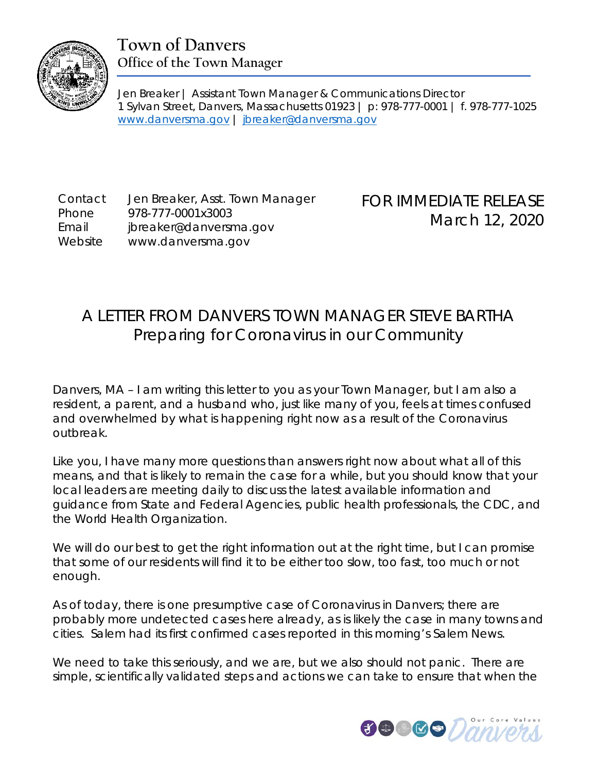# Town of Danvers
## Office of the Town Manager

Jen Breaker | Assistant Town Manager & Communications Director
1 Sylvan Street, Danvers, Massachusetts 01923 | p: 978-777-0001 | f. 978-777-1025
[www.danversma.gov](http://www.danversma.gov) | [jbreaker@danversma.gov](mailto:jbreaker@danversma.gov)

| | |
|---|---|
| Contact | Jen Breaker, Asst. Town Manager |
| Phone | 978-777-0001x3003 |
| Email | jbreaker@danversma.gov |
| Website | www.danversma.gov |

FOR IMMEDIATE RELEASE
March 12, 2020

## A LETTER FROM DANVERS TOWN MANAGER STEVE BARTHA
### Preparing for Coronavirus in our Community

Danvers, MA – I am writing this letter to you as your Town Manager, but I am also a resident, a parent, and a husband who, just like many of you, feels at times confused and overwhelmed by what is happening right now as a result of the Coronavirus outbreak.

Like you, I have many more questions than answers right now about what all of this means, and that is likely to remain the case for a while, but you should know that your local leaders are meeting daily to discuss the latest available information and guidance from State and Federal Agencies, public health professionals, the CDC, and the World Health Organization.

We will do our best to get the right information out at the right time, but I can promise that some of our residents will find it to be either too slow, too fast, too much or not enough.

As of today, there is one presumptive case of Coronavirus in Danvers; there are probably more undetected cases here already, as is likely the case in many towns and cities. Salem had its first confirmed cases reported in this morning's Salem News.

We need to take this seriously, and we are, but we also should not panic. There are simple, scientifically validated steps and actions we can take to ensure that when the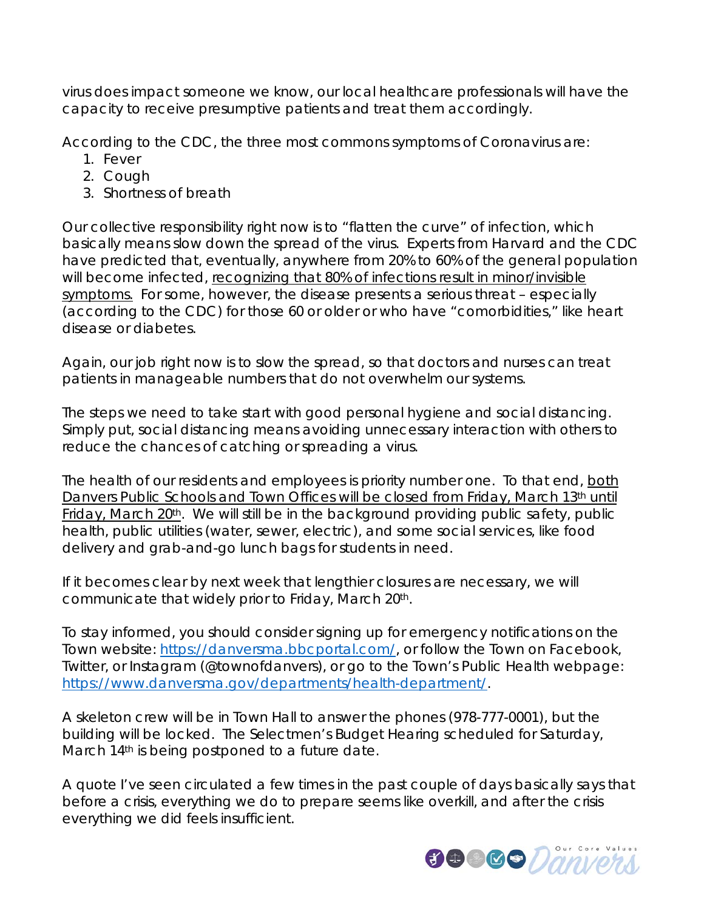virus does impact someone we know, our local healthcare professionals will have the capacity to receive presumptive patients and treat them accordingly.

According to the CDC, the three most commons symptoms of Coronavirus are:

1. Fever
2. Cough
3. Shortness of breath

Our collective responsibility right now is to "flatten the curve" of infection, which basically means slow down the spread of the virus. Experts from Harvard and the CDC have predicted that, eventually, anywhere from 20% to 60% of the general population will become infected, recognizing that 80% of infections result in minor/invisible symptoms. For some, however, the disease presents a serious threat – especially (according to the CDC) for those 60 or older or who have "comorbidities," like heart disease or diabetes.

Again, our job right now is to slow the spread, so that doctors and nurses can treat patients in manageable numbers that do not overwhelm our systems.

The steps we need to take start with good personal hygiene and social distancing. Simply put, social distancing means avoiding unnecessary interaction with others to reduce the chances of catching or spreading a virus.

The health of our residents and employees is priority number one. To that end, both Danvers Public Schools and Town Offices will be closed from Friday, March 13th until Friday, March 20th. We will still be in the background providing public safety, public health, public utilities (water, sewer, electric), and some social services, like food delivery and grab-and-go lunch bags for students in need.

If it becomes clear by next week that lengthier closures are necessary, we will communicate that widely prior to Friday, March 20th.

To stay informed, you should consider signing up for emergency notifications on the Town website: https://danversma.bbcportal.com/, or follow the Town on Facebook, Twitter, or Instagram (@townofdanvers), or go to the Town's Public Health webpage: https://www.danversma.gov/departments/health-department/.

A skeleton crew will be in Town Hall to answer the phones (978-777-0001), but the building will be locked. The Selectmen's Budget Hearing scheduled for Saturday, March 14th is being postponed to a future date.

A quote I've seen circulated a few times in the past couple of days basically says that before a crisis, everything we do to prepare seems like overkill, and after the crisis everything we did feels insufficient.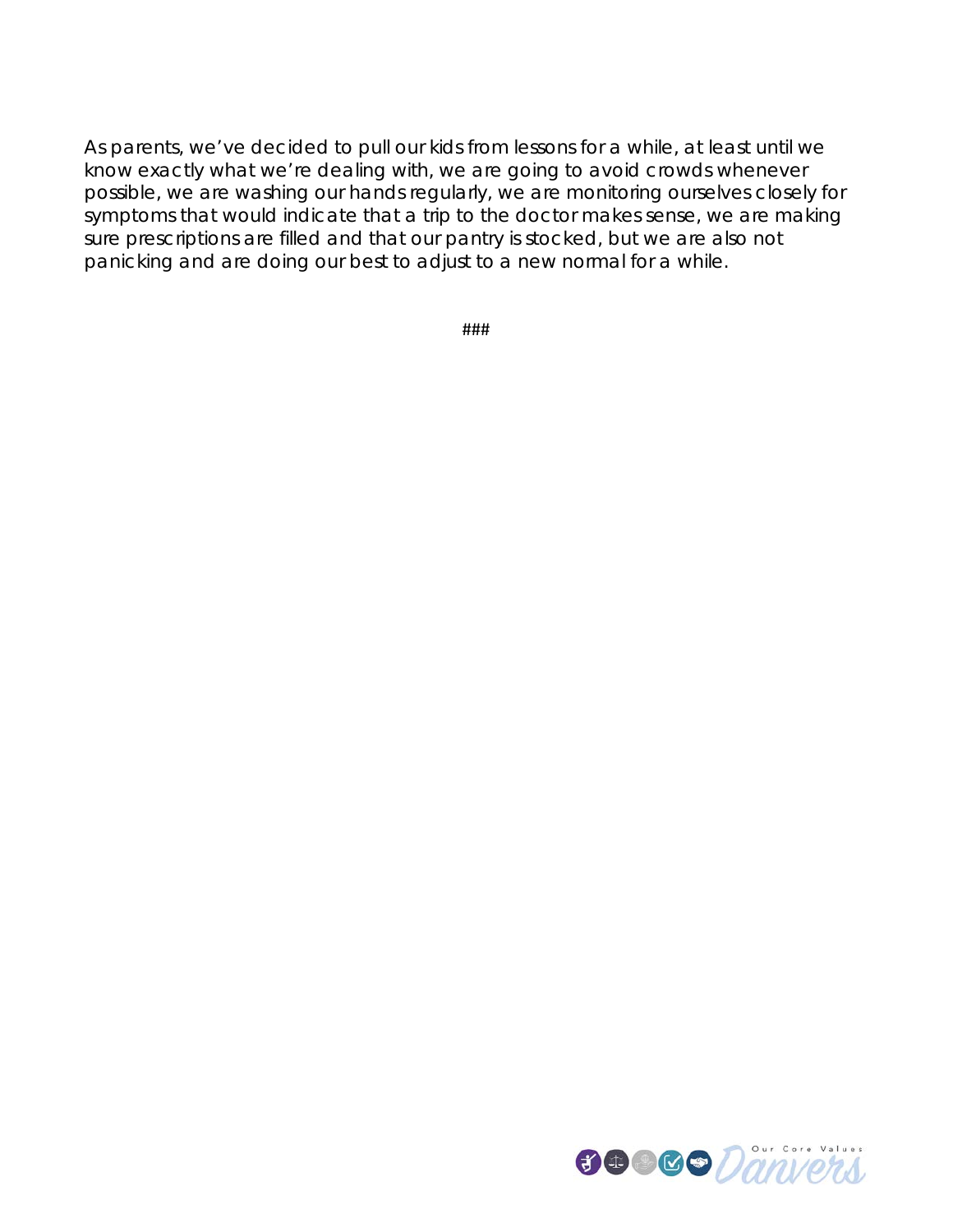As parents, we've decided to pull our kids from lessons for a while, at least until we know exactly what we're dealing with, we are going to avoid crowds whenever possible, we are washing our hands regularly, we are monitoring ourselves closely for symptoms that would indicate that a trip to the doctor makes sense, we are making sure prescriptions are filled and that our pantry is stocked, but we are also not panicking and are doing our best to adjust to a new normal for a while.

###